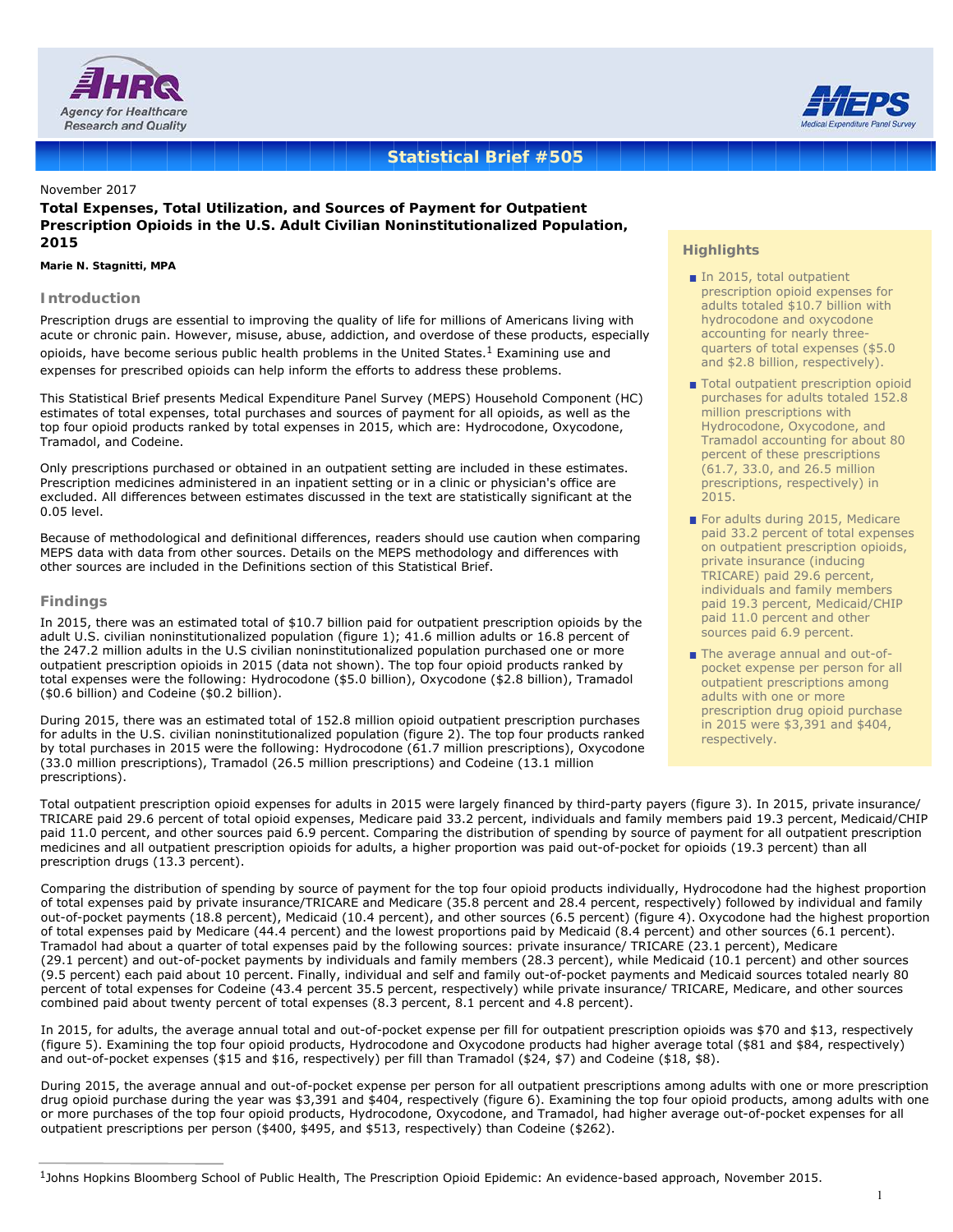Statistical Brief #505

November 2017

# Total Expenses, Total Utilization, and Sources of Payment for Outpatient Prescription Opioids in the U.S. Adult Civilian Noninstitutionalized Population, 2015

**Marie N. Stagnitti, MPA**

## Introduction

Prescription drugs are essential to improving the quality of life for millions of Americans living with acute or chronic pain. However, misuse, abuse, addiction, and overdose of these products, especially opioids, have become serious public health problems in the United States.[1] Examining use and expenses for prescribed opioids can help inform the efforts to address these problems.

This Statistical Brief presents Medical Expenditure Panel Survey (MEPS) Household Component (HC) estimates of total expenses, total purchases and sources of payment for all opioids, as well as the top four opioid products ranked by total expenses in 2015, which are: Hydrocodone, Oxycodone, Tramadol, and Codeine.

Only prescriptions purchased or obtained in an outpatient setting are included in these estimates. Prescription medicines administered in an inpatient setting or in a clinic or physician's office are excluded. All differences between estimates discussed in the text are statistically significant at the 0.05 level.

Because of methodological and definitional differences, readers should use caution when comparing MEPS data with data from other sources. Details on the MEPS methodology and differences with other sources are included in the Definitions section of this Statistical Brief.

## Highlights

- In 2015, total outpatient prescription opioid expenses for adults totaled $10.7 billion with hydrocodone and oxycodone accounting for nearly three-quarters of total expenses ($5.0 and $2.8 billion, respectively).
- Total outpatient prescription opioid purchases for adults totaled 152.8 million prescriptions with Hydrocodone, Oxycodone, and Tramadol accounting for about 80 percent of these prescriptions (61.7, 33.0, and 26.5 million prescriptions, respectively) in 2015.
- For adults during 2015, Medicare paid 33.2 percent of total expenses on outpatient prescription opioids, private insurance (inducing TRICARE) paid 29.6 percent, individuals and family members paid 19.3 percent, Medicaid/CHIP paid 11.0 percent and other sources paid 6.9 percent.
- The average annual and out-of-pocket expense per person for all outpatient prescriptions among adults with one or more prescription drug opioid purchase in 2015 were $3,391 and $404, respectively.

## Findings

In 2015, there was an estimated total of $10.7 billion paid for outpatient prescription opioids by the adult U.S. civilian noninstitutionalized population (figure 1); 41.6 million adults or 16.8 percent of the 247.2 million adults in the U.S civilian noninstitutionalized population purchased one or more outpatient prescription opioids in 2015 (data not shown). The top four opioid products ranked by total expenses were the following: Hydrocodone ($5.0 billion), Oxycodone ($2.8 billion), Tramadol ($0.6 billion) and Codeine ($0.2 billion).

During 2015, there was an estimated total of 152.8 million opioid outpatient prescription purchases for adults in the U.S. civilian noninstitutionalized population (figure 2). The top four products ranked by total purchases in 2015 were the following: Hydrocodone (61.7 million prescriptions), Oxycodone (33.0 million prescriptions), Tramadol (26.5 million prescriptions) and Codeine (13.1 million prescriptions).

Total outpatient prescription opioid expenses for adults in 2015 were largely financed by third-party payers (figure 3). In 2015, private insurance/ TRICARE paid 29.6 percent of total opioid expenses, Medicare paid 33.2 percent, individuals and family members paid 19.3 percent, Medicaid/CHIP paid 11.0 percent, and other sources paid 6.9 percent. Comparing the distribution of spending by source of payment for all outpatient prescription medicines and all outpatient prescription opioids for adults, a higher proportion was paid out-of-pocket for opioids (19.3 percent) than all prescription drugs (13.3 percent).

Comparing the distribution of spending by source of payment for the top four opioid products individually, Hydrocodone had the highest proportion of total expenses paid by private insurance/TRICARE and Medicare (35.8 percent and 28.4 percent, respectively) followed by individual and family out-of-pocket payments (18.8 percent), Medicaid (10.4 percent), and other sources (6.5 percent) (figure 4). Oxycodone had the highest proportion of total expenses paid by Medicare (44.4 percent) and the lowest proportions paid by Medicaid (8.4 percent) and other sources (6.1 percent). Tramadol had about a quarter of total expenses paid by the following sources: private insurance/ TRICARE (23.1 percent), Medicare (29.1 percent) and out-of-pocket payments by individuals and family members (28.3 percent), while Medicaid (10.1 percent) and other sources (9.5 percent) each paid about 10 percent. Finally, individual and self and family out-of-pocket payments and Medicaid sources totaled nearly 80 percent of total expenses for Codeine (43.4 percent 35.5 percent, respectively) while private insurance/ TRICARE, Medicare, and other sources combined paid about twenty percent of total expenses (8.3 percent, 8.1 percent and 4.8 percent).

In 2015, for adults, the average annual total and out-of-pocket expense per fill for outpatient prescription opioids was $70 and $13, respectively (figure 5). Examining the top four opioid products, Hydrocodone and Oxycodone products had higher average total ($81 and $84, respectively) and out-of-pocket expenses ($15 and $16, respectively) per fill than Tramadol ($24, $7) and Codeine ($18, $8).

During 2015, the average annual and out-of-pocket expense per person for all outpatient prescriptions among adults with one or more prescription drug opioid purchase during the year was $3,391 and $404, respectively (figure 6). Examining the top four opioid products, among adults with one or more purchases of the top four opioid products, Hydrocodone, Oxycodone, and Tramadol, had higher average out-of-pocket expenses for all outpatient prescriptions per person ($400, $495, and $513, respectively) than Codeine ($262).

---

[1] Johns Hopkins Bloomberg School of Public Health, The Prescription Opioid Epidemic: An evidence-based approach, November 2015.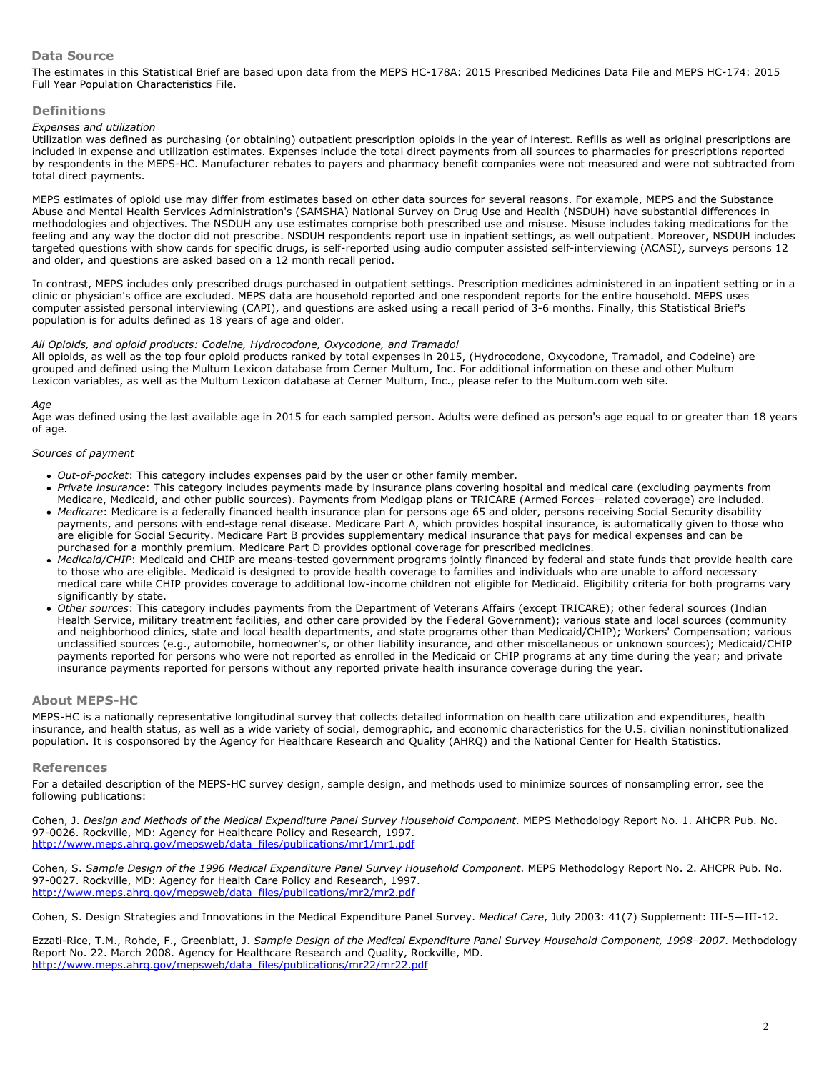## Data Source

The estimates in this Statistical Brief are based upon data from the MEPS HC-178A: 2015 Prescribed Medicines Data File and MEPS HC-174: 2015 Full Year Population Characteristics File.

## Definitions

*Expenses and utilization*

Utilization was defined as purchasing (or obtaining) outpatient prescription opioids in the year of interest. Refills as well as original prescriptions are included in expense and utilization estimates. Expenses include the total direct payments from all sources to pharmacies for prescriptions reported by respondents in the MEPS-HC. Manufacturer rebates to payers and pharmacy benefit companies were not measured and were not subtracted from total direct payments.

MEPS estimates of opioid use may differ from estimates based on other data sources for several reasons. For example, MEPS and the Substance Abuse and Mental Health Services Administration's (SAMSHA) National Survey on Drug Use and Health (NSDUH) have substantial differences in methodologies and objectives. The NSDUH any use estimates comprise both prescribed use and misuse. Misuse includes taking medications for the feeling and any way the doctor did not prescribe. NSDUH respondents report use in inpatient settings, as well outpatient. Moreover, NSDUH includes targeted questions with show cards for specific drugs, is self-reported using audio computer assisted self-interviewing (ACASI), surveys persons 12 and older, and questions are asked based on a 12 month recall period.

In contrast, MEPS includes only prescribed drugs purchased in outpatient settings. Prescription medicines administered in an inpatient setting or in a clinic or physician's office are excluded. MEPS data are household reported and one respondent reports for the entire household. MEPS uses computer assisted personal interviewing (CAPI), and questions are asked using a recall period of 3-6 months. Finally, this Statistical Brief's population is for adults defined as 18 years of age and older.

*All Opioids, and opioid products: Codeine, Hydrocodone, Oxycodone, and Tramadol*

All opioids, as well as the top four opioid products ranked by total expenses in 2015, (Hydrocodone, Oxycodone, Tramadol, and Codeine) are grouped and defined using the Multum Lexicon database from Cerner Multum, Inc. For additional information on these and other Multum Lexicon variables, as well as the Multum Lexicon database at Cerner Multum, Inc., please refer to the Multum.com web site.

*Age*

Age was defined using the last available age in 2015 for each sampled person. Adults were defined as person's age equal to or greater than 18 years of age.

*Sources of payment*

- *Out-of-pocket*: This category includes expenses paid by the user or other family member.
- *Private insurance*: This category includes payments made by insurance plans covering hospital and medical care (excluding payments from Medicare, Medicaid, and other public sources). Payments from Medigap plans or TRICARE (Armed Forces—related coverage) are included.
- *Medicare*: Medicare is a federally financed health insurance plan for persons age 65 and older, persons receiving Social Security disability payments, and persons with end-stage renal disease. Medicare Part A, which provides hospital insurance, is automatically given to those who are eligible for Social Security. Medicare Part B provides supplementary medical insurance that pays for medical expenses and can be purchased for a monthly premium. Medicare Part D provides optional coverage for prescribed medicines.
- *Medicaid/CHIP*: Medicaid and CHIP are means-tested government programs jointly financed by federal and state funds that provide health care to those who are eligible. Medicaid is designed to provide health coverage to families and individuals who are unable to afford necessary medical care while CHIP provides coverage to additional low-income children not eligible for Medicaid. Eligibility criteria for both programs vary significantly by state.
- *Other sources*: This category includes payments from the Department of Veterans Affairs (except TRICARE); other federal sources (Indian Health Service, military treatment facilities, and other care provided by the Federal Government); various state and local sources (community and neighborhood clinics, state and local health departments, and state programs other than Medicaid/CHIP); Workers' Compensation; various unclassified sources (e.g., automobile, homeowner's, or other liability insurance, and other miscellaneous or unknown sources); Medicaid/CHIP payments reported for persons who were not reported as enrolled in the Medicaid or CHIP programs at any time during the year; and private insurance payments reported for persons without any reported private health insurance coverage during the year.

## About MEPS-HC

MEPS-HC is a nationally representative longitudinal survey that collects detailed information on health care utilization and expenditures, health insurance, and health status, as well as a wide variety of social, demographic, and economic characteristics for the U.S. civilian noninstitutionalized population. It is cosponsored by the Agency for Healthcare Research and Quality (AHRQ) and the National Center for Health Statistics.

## References

For a detailed description of the MEPS-HC survey design, sample design, and methods used to minimize sources of nonsampling error, see the following publications:

Cohen, J. *Design and Methods of the Medical Expenditure Panel Survey Household Component*. MEPS Methodology Report No. 1. AHCPR Pub. No. 97-0026. Rockville, MD: Agency for Healthcare Policy and Research, 1997.
http://www.meps.ahrq.gov/mepsweb/data_files/publications/mr1/mr1.pdf

Cohen, S. *Sample Design of the 1996 Medical Expenditure Panel Survey Household Component*. MEPS Methodology Report No. 2. AHCPR Pub. No. 97-0027. Rockville, MD: Agency for Health Care Policy and Research, 1997.
http://www.meps.ahrq.gov/mepsweb/data_files/publications/mr2/mr2.pdf

Cohen, S. Design Strategies and Innovations in the Medical Expenditure Panel Survey. *Medical Care*, July 2003: 41(7) Supplement: III-5—III-12.

Ezzati-Rice, T.M., Rohde, F., Greenblatt, J. *Sample Design of the Medical Expenditure Panel Survey Household Component, 1998–2007*. Methodology Report No. 22. March 2008. Agency for Healthcare Research and Quality, Rockville, MD.
http://www.meps.ahrq.gov/mepsweb/data_files/publications/mr22/mr22.pdf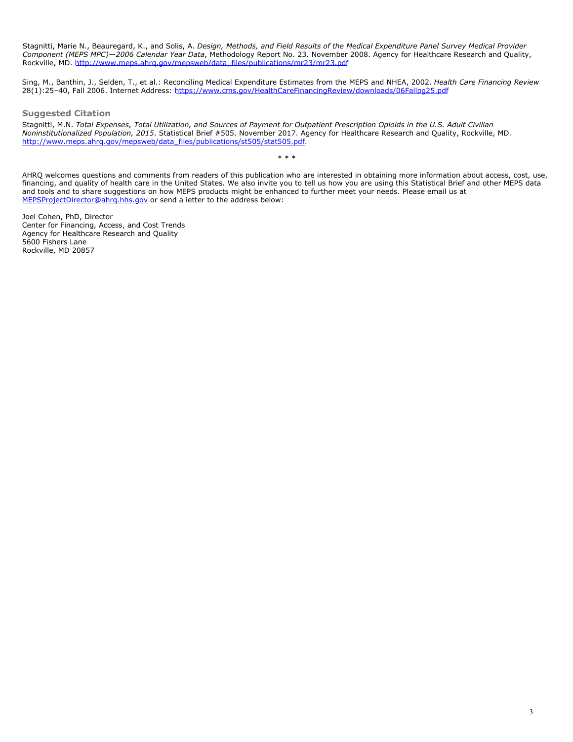Stagnitti, Marie N., Beauregard, K., and Solis, A. *Design, Methods, and Field Results of the Medical Expenditure Panel Survey Medical Provider Component (MEPS MPC)—2006 Calendar Year Data*, Methodology Report No. 23. November 2008. Agency for Healthcare Research and Quality, Rockville, MD. http://www.meps.ahrq.gov/mepsweb/data_files/publications/mr23/mr23.pdf

Sing, M., Banthin, J., Selden, T., et al.: Reconciling Medical Expenditure Estimates from the MEPS and NHEA, 2002. *Health Care Financing Review* 28(1):25–40, Fall 2006. Internet Address: https://www.cms.gov/HealthCareFinancingReview/downloads/06Fallpg25.pdf

## Suggested Citation

Stagnitti, M.N. *Total Expenses, Total Utilization, and Sources of Payment for Outpatient Prescription Opioids in the U.S. Adult Civilian Noninstitutionalized Population, 2015*. Statistical Brief #505. November 2017. Agency for Healthcare Research and Quality, Rockville, MD. http://www.meps.ahrq.gov/mepsweb/data_files/publications/st505/stat505.pdf.

\* \* \*

AHRQ welcomes questions and comments from readers of this publication who are interested in obtaining more information about access, cost, use, financing, and quality of health care in the United States. We also invite you to tell us how you are using this Statistical Brief and other MEPS data and tools and to share suggestions on how MEPS products might be enhanced to further meet your needs. Please email us at MEPSProjectDirector@ahrq.hhs.gov or send a letter to the address below:

Joel Cohen, PhD, Director
Center for Financing, Access, and Cost Trends
Agency for Healthcare Research and Quality
5600 Fishers Lane
Rockville, MD 20857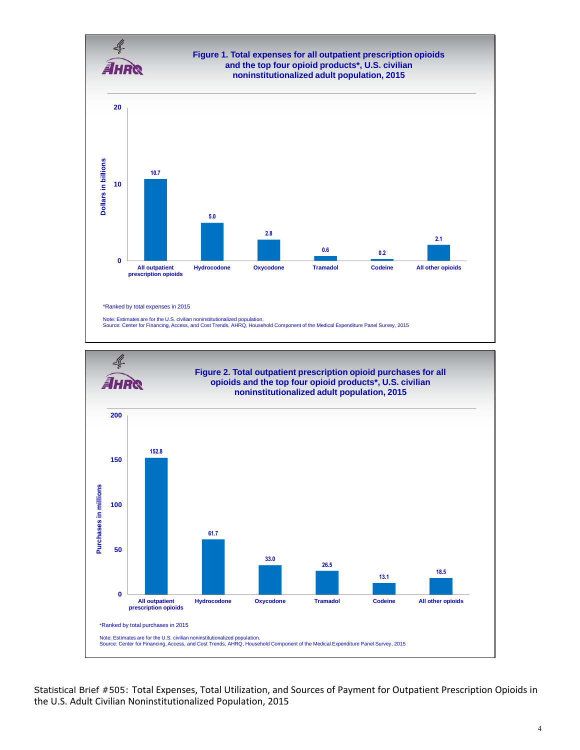### Figure 1. Total expenses for all outpatient prescription opioids and the top four opioid products*, U.S. civilian noninstitutionalized adult population, 2015

| Category | Dollars in billions |
|---|---|
| All outpatient prescription opioids | 10.7 |
| Hydrocodone | 5.0 |
| Oxycodone | 2.8 |
| Tramadol | 0.6 |
| Codeine | 0.2 |
| All other opioids | 2.1 |

*Ranked by total expenses in 2015

Note: Estimates are for the U.S. civilian noninstitutionalized population.
Source: Center for Financing, Access, and Cost Trends, AHRQ, Household Component of the Medical Expenditure Panel Survey, 2015

### Figure 2. Total outpatient prescription opioid purchases for all opioids and the top four opioid products*, U.S. civilian noninstitutionalized adult population, 2015

| Category | Purchases in millions |
|---|---|
| All outpatient prescription opioids | 152.8 |
| Hydrocodone | 61.7 |
| Oxycodone | 33.0 |
| Tramadol | 26.5 |
| Codeine | 13.1 |
| All other opioids | 18.5 |

*Ranked by total purchases in 2015

Note: Estimates are for the U.S. civilian noninstitutionalized population.
Source: Center for Financing, Access, and Cost Trends, AHRQ, Household Component of the Medical Expenditure Panel Survey, 2015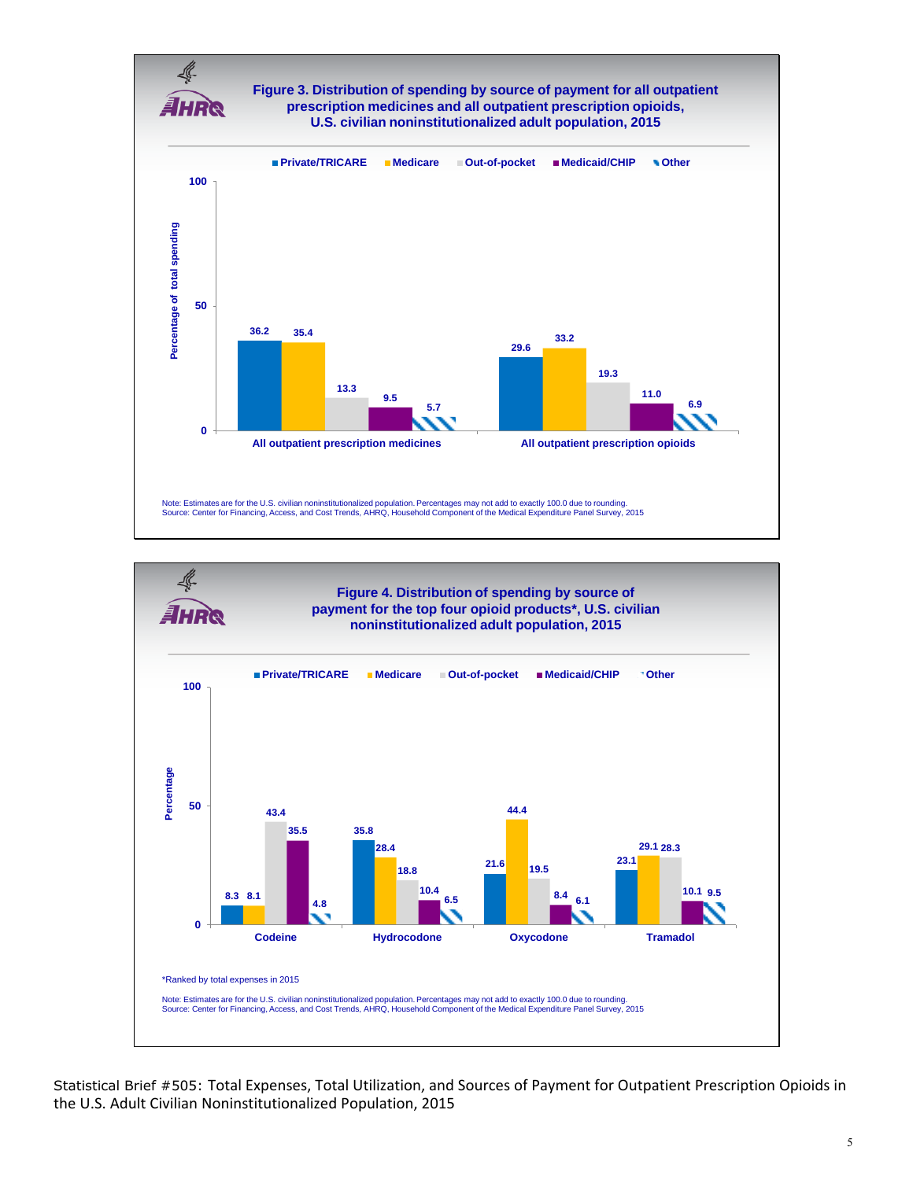**Figure 3. Distribution of spending by source of payment for all outpatient prescription medicines and all outpatient prescription opioids, U.S. civilian noninstitutionalized adult population, 2015**

| | Private/TRICARE | Medicare | Out-of-pocket | Medicaid/CHIP | Other |
|---|---|---|---|---|---|
| All outpatient prescription medicines | 36.2 | 35.4 | 13.3 | 9.5 | 5.7 |
| All outpatient prescription opioids | 29.6 | 33.2 | 19.3 | 11.0 | 6.9 |

Note: Estimates are for the U.S. civilian noninstitutionalized population. Percentages may not add to exactly 100.0 due to rounding.
Source: Center for Financing, Access, and Cost Trends, AHRQ, Household Component of the Medical Expenditure Panel Survey, 2015

**Figure 4. Distribution of spending by source of payment for the top four opioid products*, U.S. civilian noninstitutionalized adult population, 2015**

| | Private/TRICARE | Medicare | Out-of-pocket | Medicaid/CHIP | Other |
|---|---|---|---|---|---|
| Codeine | 8.3 | 8.1 | 43.4 | 35.5 | 4.8 |
| Hydrocodone | 35.8 | 28.4 | 18.8 | 10.4 | 6.5 |
| Oxycodone | 21.6 | 44.4 | 19.5 | 8.4 | 6.1 |
| Tramadol | 23.1 | 29.1 | 28.3 | 10.1 | 9.5 |

*Ranked by total expenses in 2015

Note: Estimates are for the U.S. civilian noninstitutionalized population. Percentages may not add to exactly 100.0 due to rounding.
Source: Center for Financing, Access, and Cost Trends, AHRQ, Household Component of the Medical Expenditure Panel Survey, 2015

Statistical Brief #505: Total Expenses, Total Utilization, and Sources of Payment for Outpatient Prescription Opioids in the U.S. Adult Civilian Noninstitutionalized Population, 2015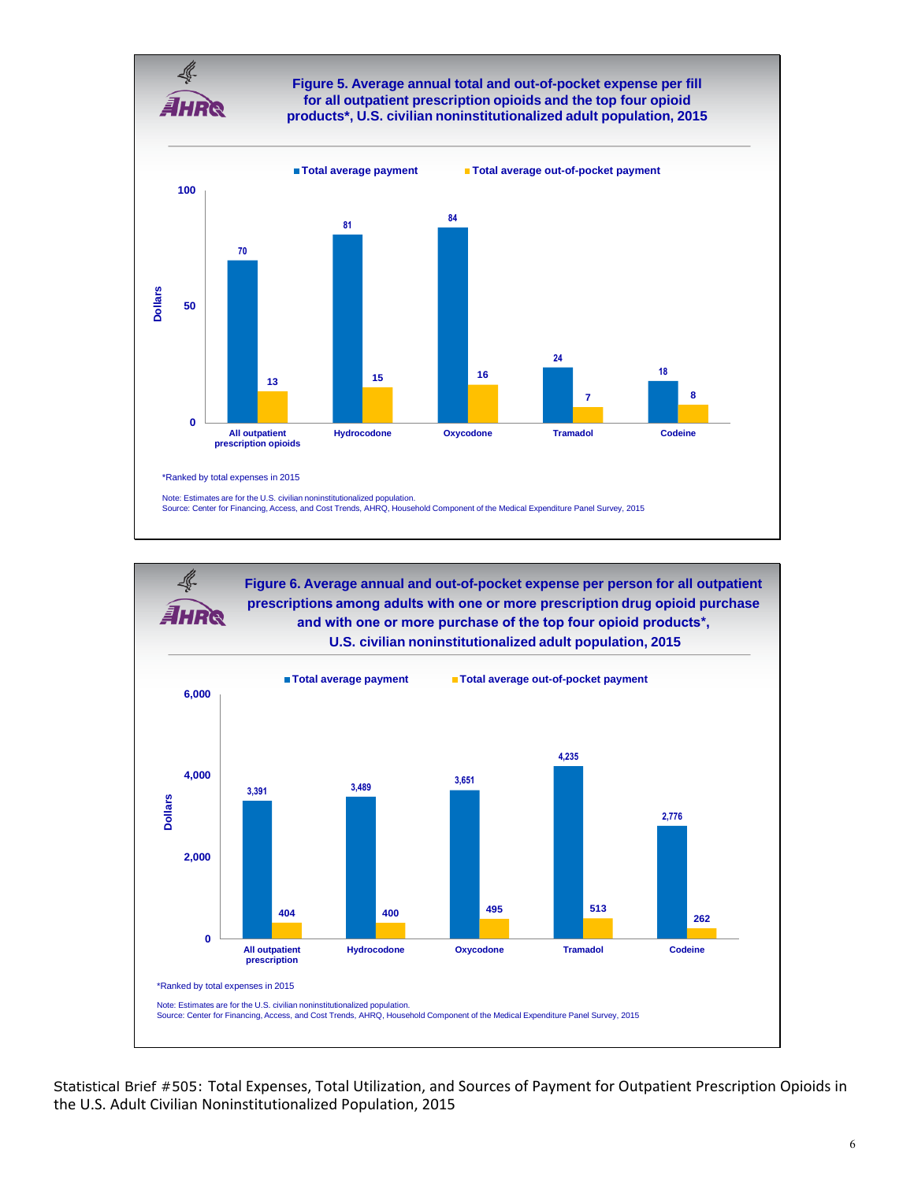Figure 5. Average annual total and out-of-pocket expense per fill for all outpatient prescription opioids and the top four opioid products*, U.S. civilian noninstitutionalized adult population, 2015

Total average payment
Total average out-of-pocket payment

Dollars
100
50
0

70
13
All outpatient prescription opioids

81
15
Hydrocodone

84
16
Oxycodone

24
7
Tramadol

18
8
Codeine

*Ranked by total expenses in 2015

Note: Estimates are for the U.S. civilian noninstitutionalized population.
Source: Center for Financing, Access, and Cost Trends, AHRQ, Household Component of the Medical Expenditure Panel Survey, 2015

Figure 6. Average annual and out-of-pocket expense per person for all outpatient prescriptions among adults with one or more prescription drug opioid purchase and with one or more purchase of the top four opioid products*, U.S. civilian noninstitutionalized adult population, 2015

Total average payment
Total average out-of-pocket payment

Dollars
6,000
4,000
2,000
0

3,391
404
All outpatient prescription

3,489
400
Hydrocodone

3,651
495
Oxycodone

4,235
513
Tramadol

2,776
262
Codeine

*Ranked by total expenses in 2015

Note: Estimates are for the U.S. civilian noninstitutionalized population.
Source: Center for Financing, Access, and Cost Trends, AHRQ, Household Component of the Medical Expenditure Panel Survey, 2015

Statistical Brief #505: Total Expenses, Total Utilization, and Sources of Payment for Outpatient Prescription Opioids in the U.S. Adult Civilian Noninstitutionalized Population, 2015